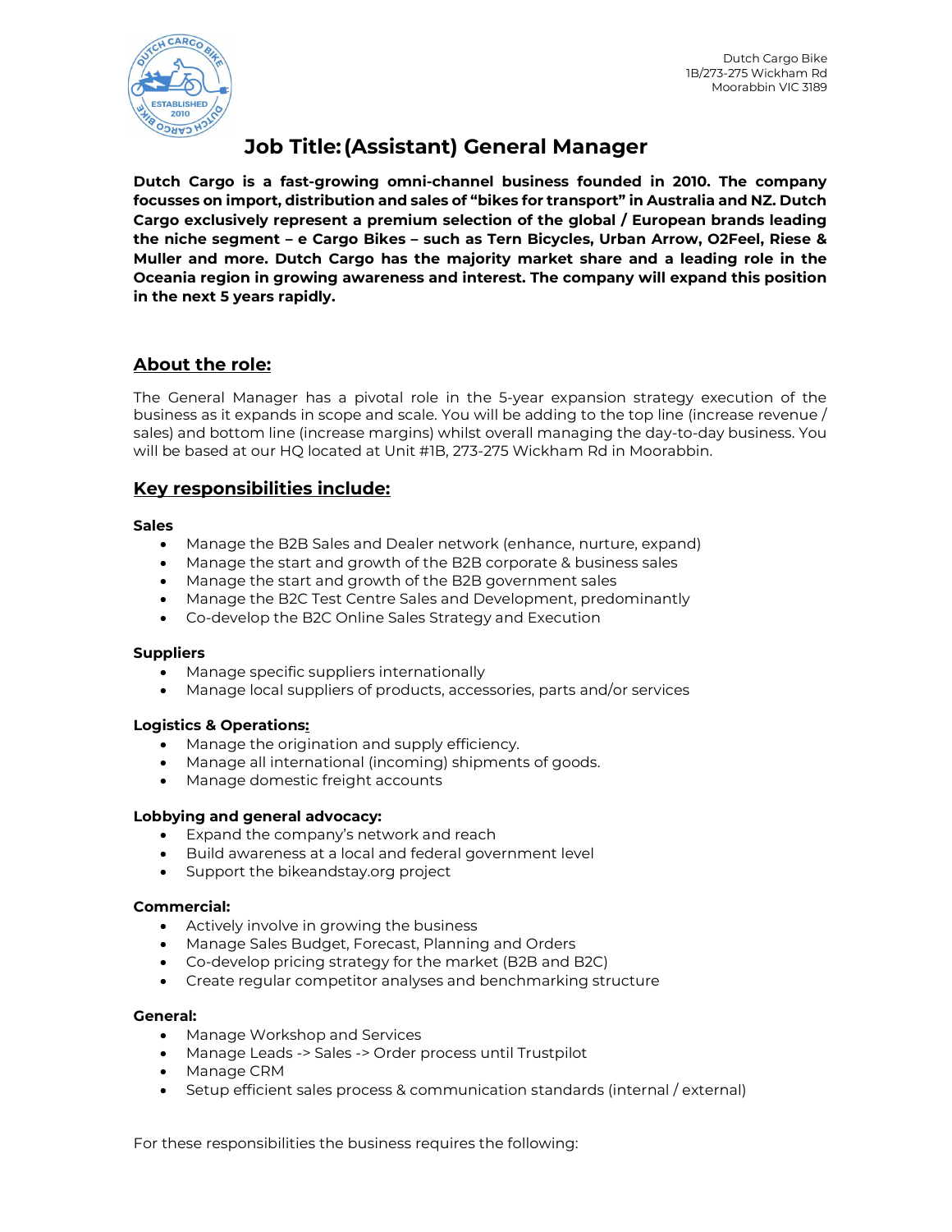Dutch Cargo Bike
1B/273-275 Wickham Rd
Moorabbin VIC 3189

# Job Title: (Assistant) General Manager

**Dutch Cargo is a fast-growing omni-channel business founded in 2010. The company focusses on import, distribution and sales of "bikes for transport" in Australia and NZ. Dutch Cargo exclusively represent a premium selection of the global / European brands leading the niche segment – e Cargo Bikes – such as Tern Bicycles, Urban Arrow, O2Feel, Riese & Muller and more. Dutch Cargo has the majority market share and a leading role in the Oceania region in growing awareness and interest. The company will expand this position in the next 5 years rapidly.**

## About the role:

The General Manager has a pivotal role in the 5-year expansion strategy execution of the business as it expands in scope and scale. You will be adding to the top line (increase revenue / sales) and bottom line (increase margins) whilst overall managing the day-to-day business. You will be based at our HQ located at Unit #1B, 273-275 Wickham Rd in Moorabbin.

## Key responsibilities include:

**Sales**

- Manage the B2B Sales and Dealer network (enhance, nurture, expand)
- Manage the start and growth of the B2B corporate & business sales
- Manage the start and growth of the B2B government sales
- Manage the B2C Test Centre Sales and Development, predominantly
- Co-develop the B2C Online Sales Strategy and Execution

**Suppliers**

- Manage specific suppliers internationally
- Manage local suppliers of products, accessories, parts and/or services

**Logistics & Operations:**

- Manage the origination and supply efficiency.
- Manage all international (incoming) shipments of goods.
- Manage domestic freight accounts

**Lobbying and general advocacy:**

- Expand the company's network and reach
- Build awareness at a local and federal government level
- Support the bikeandstay.org project

**Commercial:**

- Actively involve in growing the business
- Manage Sales Budget, Forecast, Planning and Orders
- Co-develop pricing strategy for the market (B2B and B2C)
- Create regular competitor analyses and benchmarking structure

**General:**

- Manage Workshop and Services
- Manage Leads -> Sales -> Order process until Trustpilot
- Manage CRM
- Setup efficient sales process & communication standards (internal / external)

For these responsibilities the business requires the following: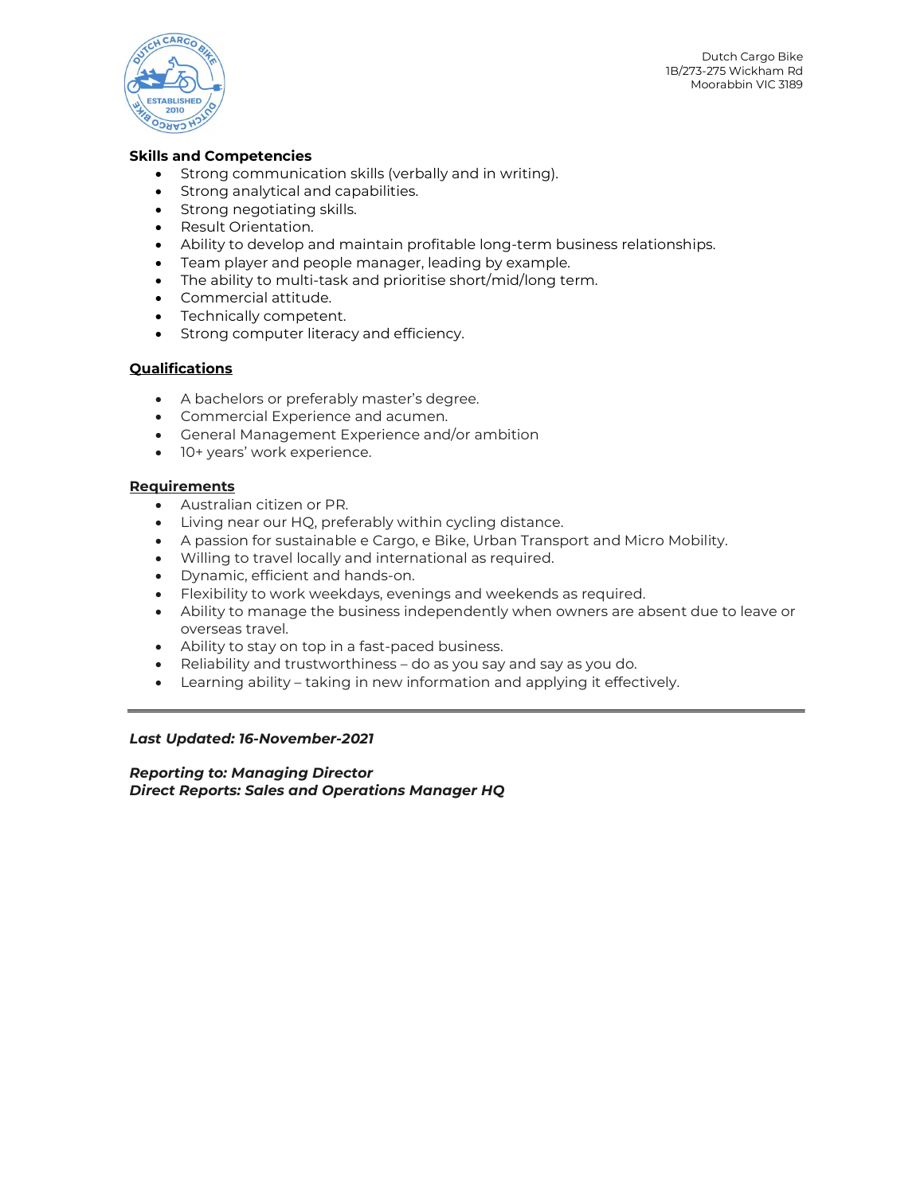**Skills and Competencies**

- Strong communication skills (verbally and in writing).
- Strong analytical and capabilities.
- Strong negotiating skills.
- Result Orientation.
- Ability to develop and maintain profitable long-term business relationships.
- Team player and people manager, leading by example.
- The ability to multi-task and prioritise short/mid/long term.
- Commercial attitude.
- Technically competent.
- Strong computer literacy and efficiency.

**Qualifications**

- A bachelors or preferably master's degree.
- Commercial Experience and acumen.
- General Management Experience and/or ambition
- 10+ years' work experience.

**Requirements**

- Australian citizen or PR.
- Living near our HQ, preferably within cycling distance.
- A passion for sustainable e Cargo, e Bike, Urban Transport and Micro Mobility.
- Willing to travel locally and international as required.
- Dynamic, efficient and hands-on.
- Flexibility to work weekdays, evenings and weekends as required.
- Ability to manage the business independently when owners are absent due to leave or overseas travel.
- Ability to stay on top in a fast-paced business.
- Reliability and trustworthiness – do as you say and say as you do.
- Learning ability – taking in new information and applying it effectively.

---

***Last Updated: 16-November-2021***

***Reporting to: Managing Director***
***Direct Reports: Sales and Operations Manager HQ***